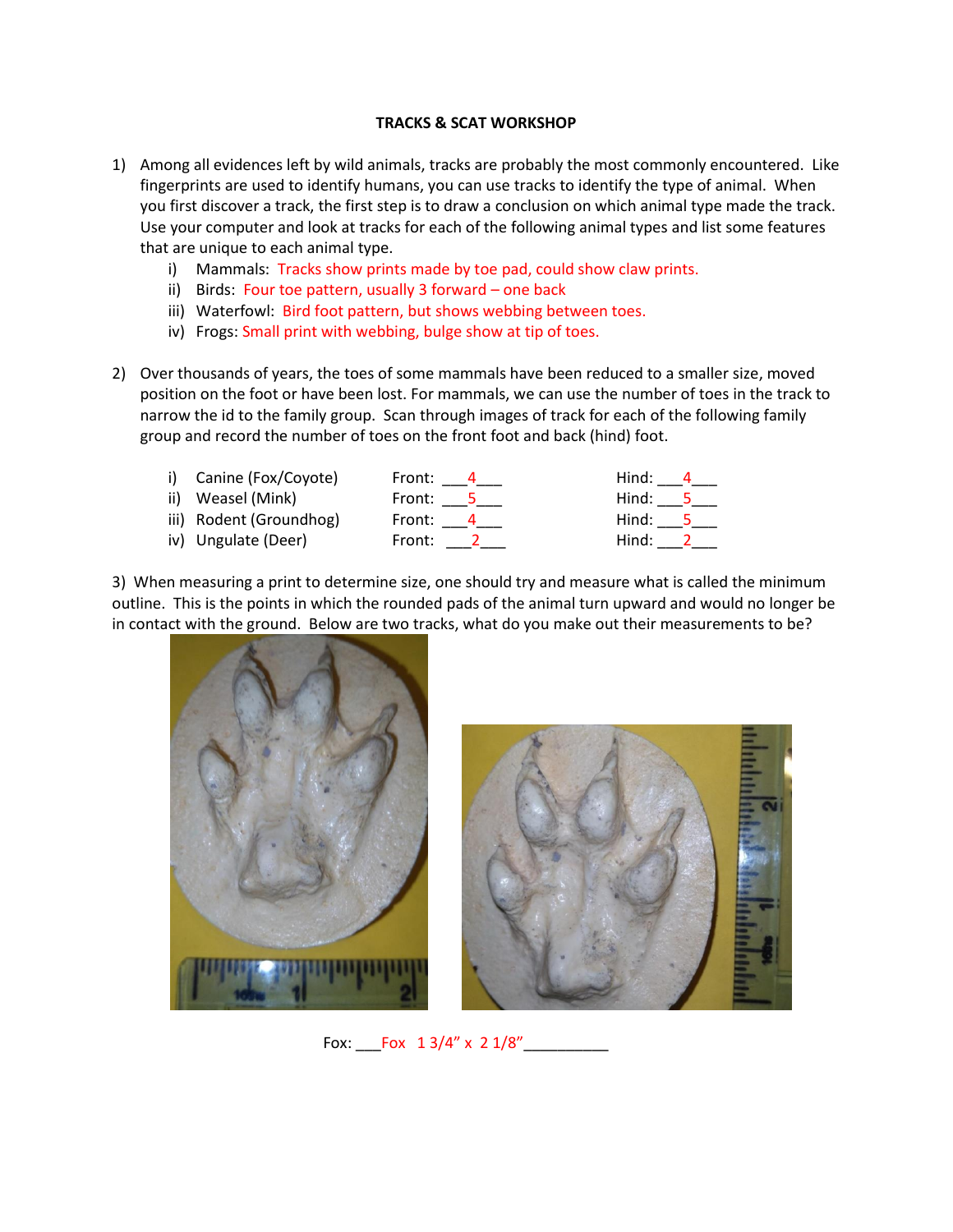**TRACKS & SCAT WORKSHOP**

1) Among all evidences left by wild animals, tracks are probably the most commonly encountered. Like fingerprints are used to identify humans, you can use tracks to identify the type of animal. When you first discover a track, the first step is to draw a conclusion on which animal type made the track. Use your computer and look at tracks for each of the following animal types and list some features that are unique to each animal type.
   i) Mammals: Tracks show prints made by toe pad, could show claw prints.
   ii) Birds: Four toe pattern, usually 3 forward – one back
   iii) Waterfowl: Bird foot pattern, but shows webbing between toes.
   iv) Frogs: Small print with webbing, bulge show at tip of toes.

2) Over thousands of years, the toes of some mammals have been reduced to a smaller size, moved position on the foot or have been lost. For mammals, we can use the number of toes in the track to narrow the id to the family group. Scan through images of track for each of the following family group and record the number of toes on the front foot and back (hind) foot.

   i) Canine (Fox/Coyote) Front: ___4___ Hind: ___4___
   ii) Weasel (Mink) Front: ___5___ Hind: ___5___
   iii) Rodent (Groundhog) Front: ___4___ Hind: ___5___
   iv) Ungulate (Deer) Front: ___2___ Hind: ___2___

3) When measuring a print to determine size, one should try and measure what is called the minimum outline. This is the points in which the rounded pads of the animal turn upward and would no longer be in contact with the ground. Below are two tracks, what do you make out their measurements to be?

Fox: ___Fox 1 3/4" x 2 1/8"__________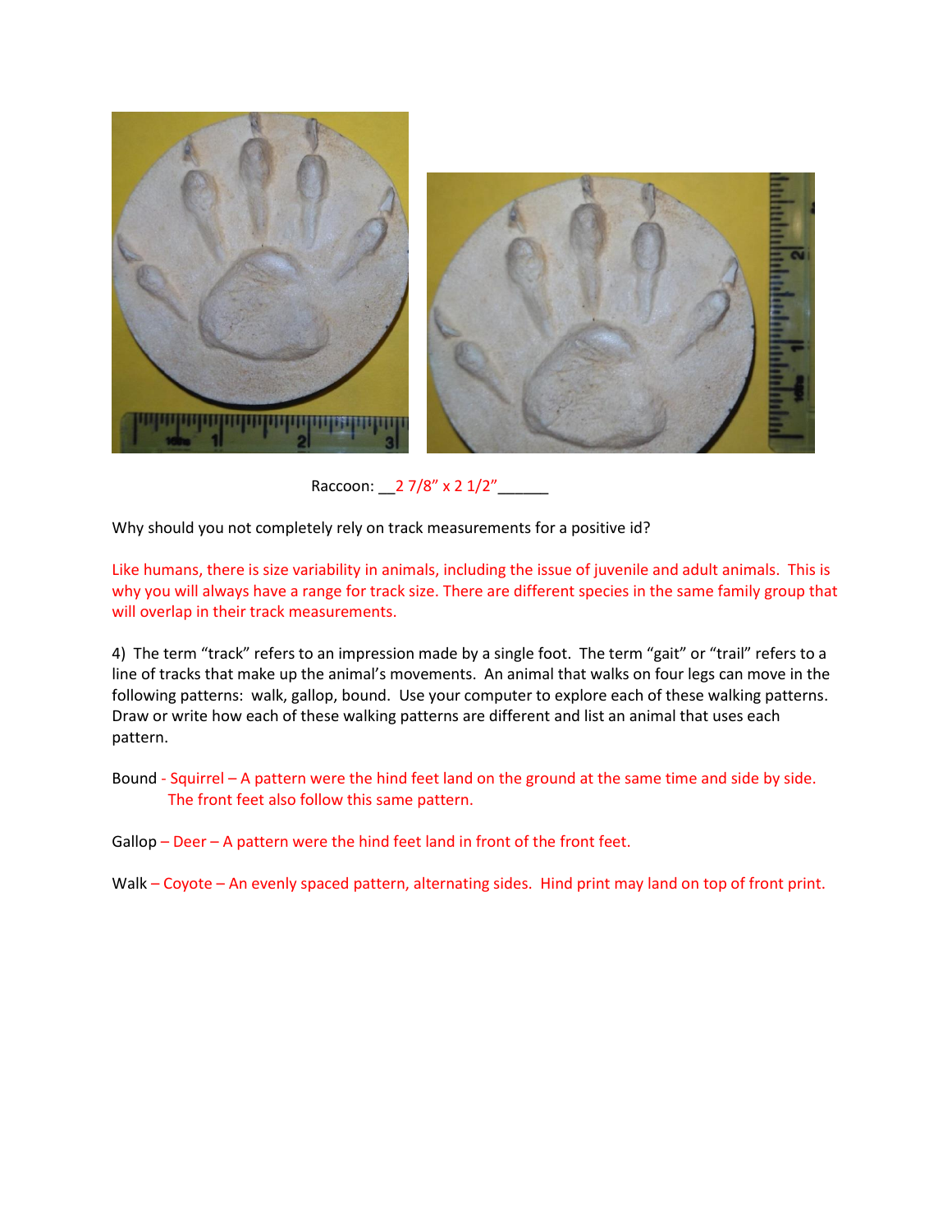Raccoon: __2 7/8" x 2 1/2"______

Why should you not completely rely on track measurements for a positive id?

Like humans, there is size variability in animals, including the issue of juvenile and adult animals. This is why you will always have a range for track size. There are different species in the same family group that will overlap in their track measurements.

4) The term "track" refers to an impression made by a single foot. The term "gait" or "trail" refers to a line of tracks that make up the animal's movements. An animal that walks on four legs can move in the following patterns: walk, gallop, bound. Use your computer to explore each of these walking patterns. Draw or write how each of these walking patterns are different and list an animal that uses each pattern.

Bound - Squirrel – A pattern were the hind feet land on the ground at the same time and side by side. The front feet also follow this same pattern.

Gallop – Deer – A pattern were the hind feet land in front of the front feet.

Walk – Coyote – An evenly spaced pattern, alternating sides. Hind print may land on top of front print.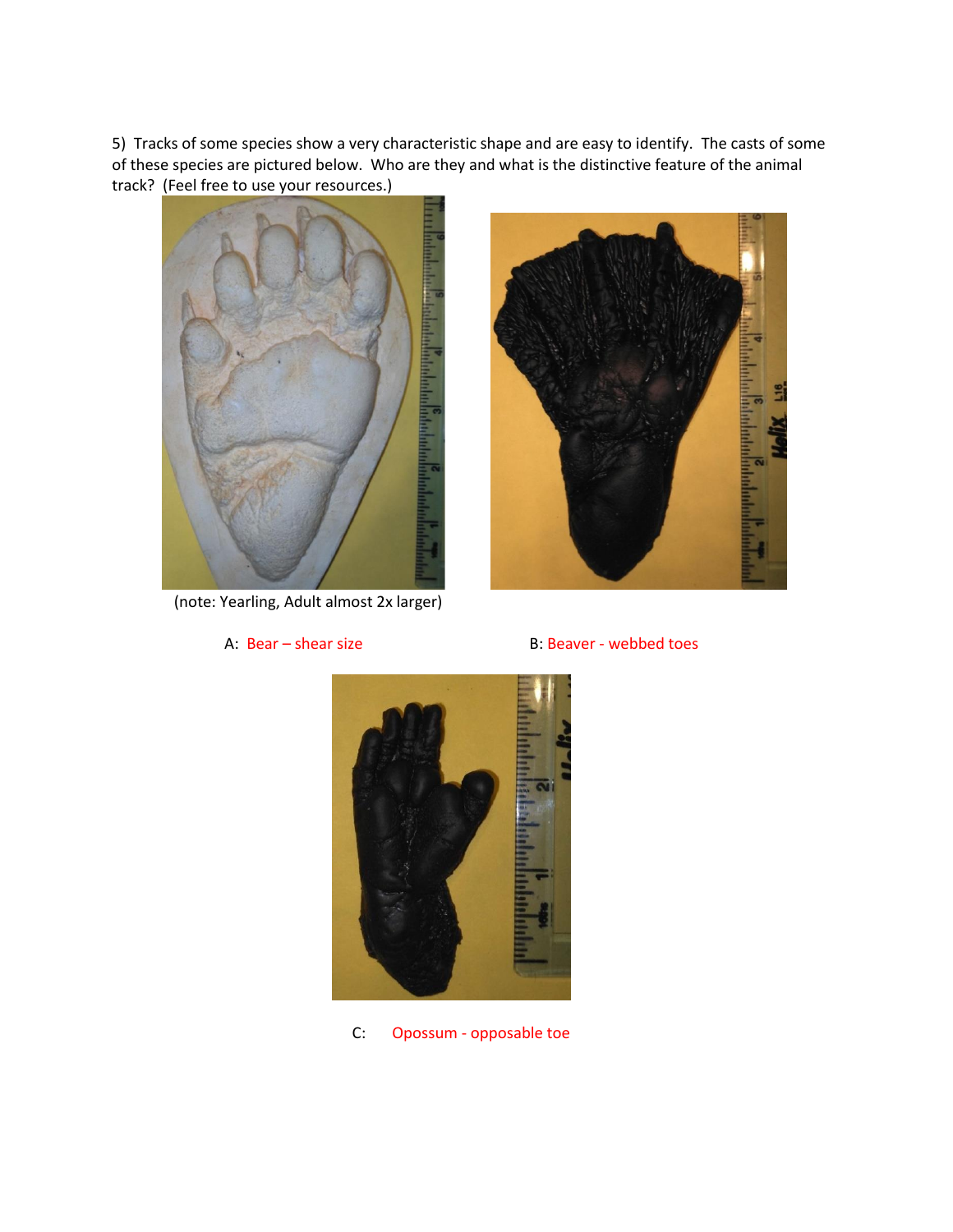5) Tracks of some species show a very characteristic shape and are easy to identify. The casts of some of these species are pictured below. Who are they and what is the distinctive feature of the animal track? (Feel free to use your resources.)

(note: Yearling, Adult almost 2x larger)

A: Bear – shear size

B: Beaver - webbed toes

C: Opossum - opposable toe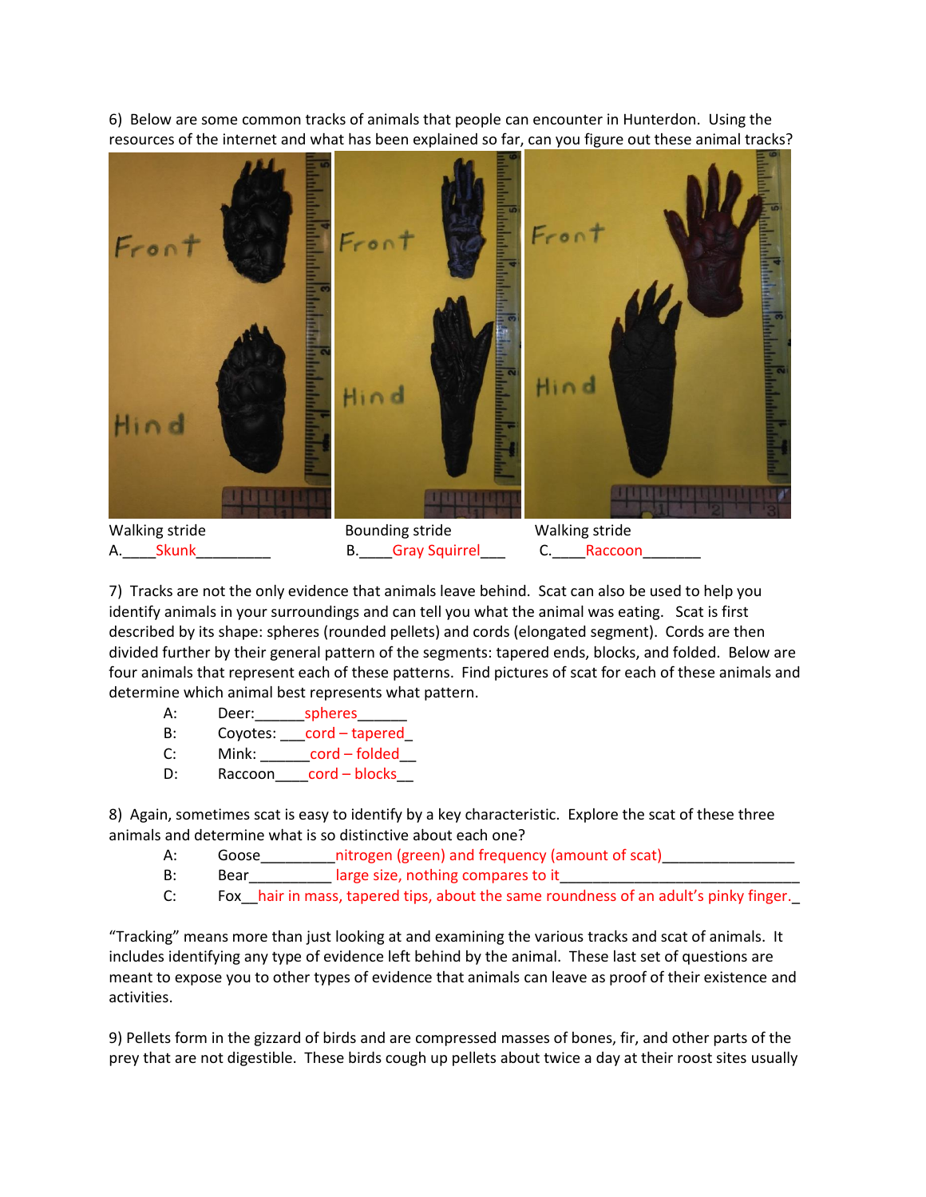6) Below are some common tracks of animals that people can encounter in Hunterdon. Using the resources of the internet and what has been explained so far, can you figure out these animal tracks?

Walking stride
A.____Skunk_________

Bounding stride
B.____Gray Squirrel___

Walking stride
C.____Raccoon_______

7) Tracks are not the only evidence that animals leave behind. Scat can also be used to help you identify animals in your surroundings and can tell you what the animal was eating. Scat is first described by its shape: spheres (rounded pellets) and cords (elongated segment). Cords are then divided further by their general pattern of the segments: tapered ends, blocks, and folded. Below are four animals that represent each of these patterns. Find pictures of scat for each of these animals and determine which animal best represents what pattern.

A: Deer:______spheres______

B: Coyotes: ___cord – tapered_

C: Mink: ______cord – folded__

D: Raccoon____cord – blocks__

8) Again, sometimes scat is easy to identify by a key characteristic. Explore the scat of these three animals and determine what is so distinctive about each one?

A: Goose_________nitrogen (green) and frequency (amount of scat)________________

B: Bear__________ large size, nothing compares to it______________________________

C: Fox__hair in mass, tapered tips, about the same roundness of an adult's pinky finger._

"Tracking" means more than just looking at and examining the various tracks and scat of animals. It includes identifying any type of evidence left behind by the animal. These last set of questions are meant to expose you to other types of evidence that animals can leave as proof of their existence and activities.

9) Pellets form in the gizzard of birds and are compressed masses of bones, fir, and other parts of the prey that are not digestible. These birds cough up pellets about twice a day at their roost sites usually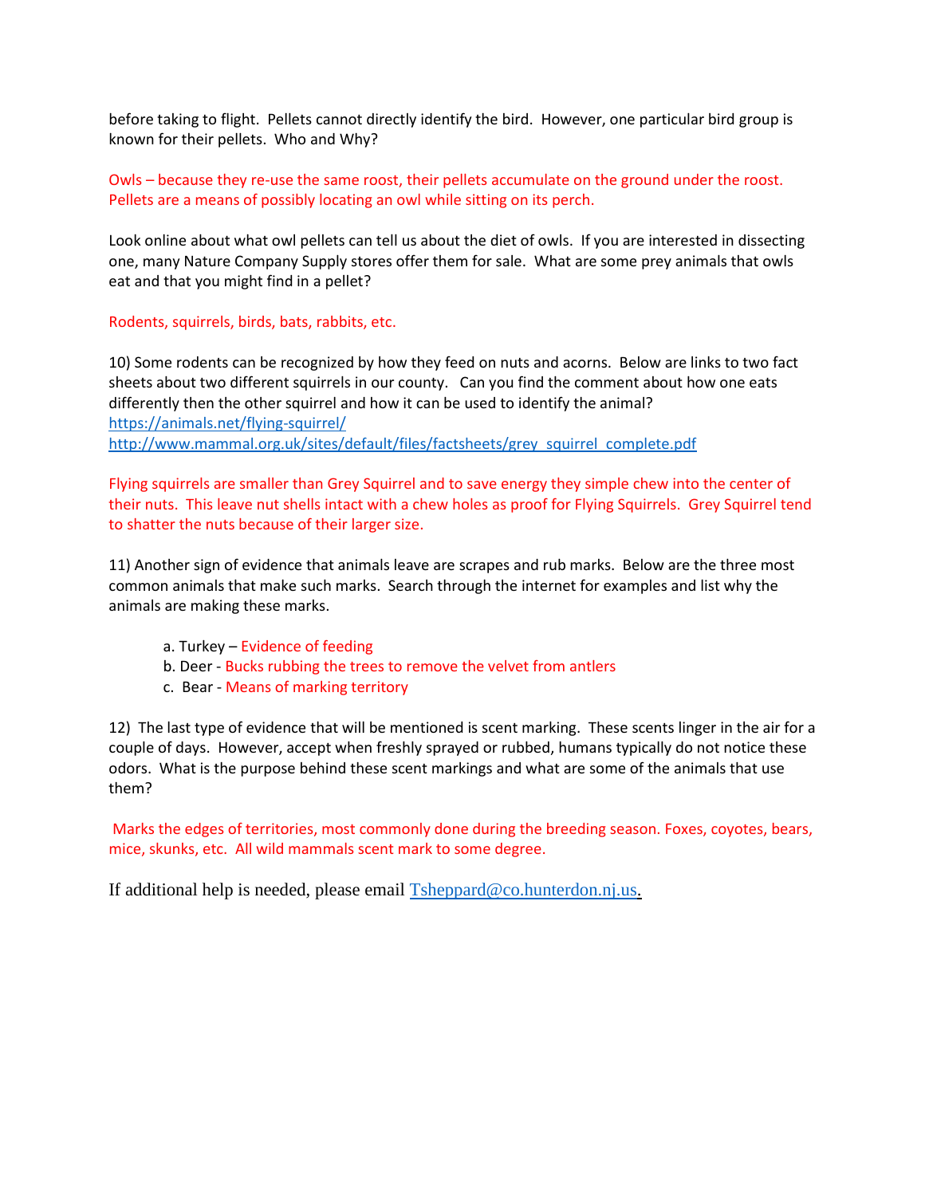before taking to flight. Pellets cannot directly identify the bird. However, one particular bird group is known for their pellets. Who and Why?

Owls – because they re-use the same roost, their pellets accumulate on the ground under the roost. Pellets are a means of possibly locating an owl while sitting on its perch.

Look online about what owl pellets can tell us about the diet of owls. If you are interested in dissecting one, many Nature Company Supply stores offer them for sale. What are some prey animals that owls eat and that you might find in a pellet?

Rodents, squirrels, birds, bats, rabbits, etc.

10) Some rodents can be recognized by how they feed on nuts and acorns. Below are links to two fact sheets about two different squirrels in our county. Can you find the comment about how one eats differently then the other squirrel and how it can be used to identify the animal?
https://animals.net/flying-squirrel/
http://www.mammal.org.uk/sites/default/files/factsheets/grey_squirrel_complete.pdf

Flying squirrels are smaller than Grey Squirrel and to save energy they simple chew into the center of their nuts. This leave nut shells intact with a chew holes as proof for Flying Squirrels. Grey Squirrel tend to shatter the nuts because of their larger size.

11) Another sign of evidence that animals leave are scrapes and rub marks. Below are the three most common animals that make such marks. Search through the internet for examples and list why the animals are making these marks.

a. Turkey – Evidence of feeding
b. Deer - Bucks rubbing the trees to remove the velvet from antlers
c. Bear - Means of marking territory

12) The last type of evidence that will be mentioned is scent marking. These scents linger in the air for a couple of days. However, accept when freshly sprayed or rubbed, humans typically do not notice these odors. What is the purpose behind these scent markings and what are some of the animals that use them?

Marks the edges of territories, most commonly done during the breeding season. Foxes, coyotes, bears, mice, skunks, etc. All wild mammals scent mark to some degree.

If additional help is needed, please email Tsheppard@co.hunterdon.nj.us.